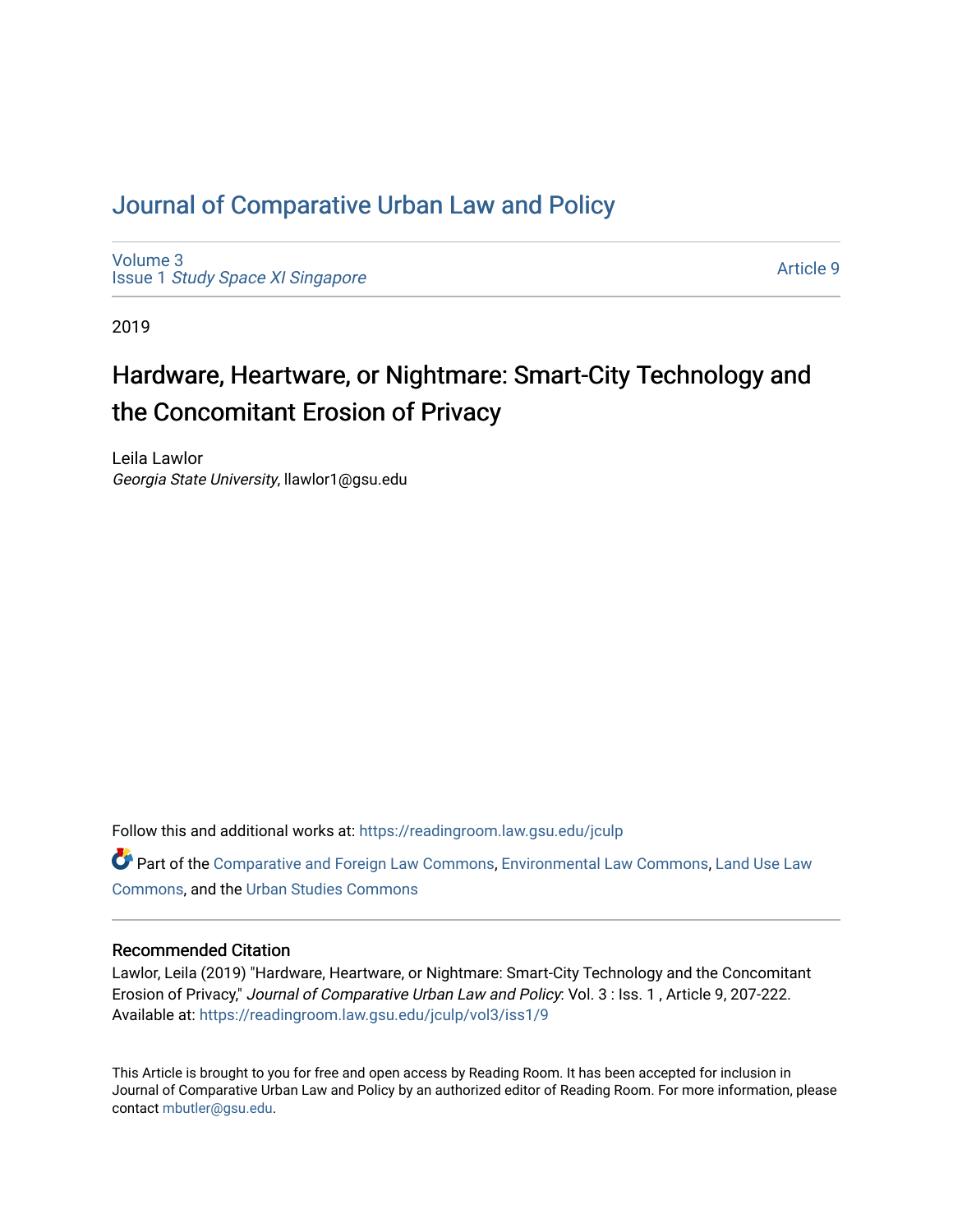# Journal of Comparative Urban Law and Policy

Volume 3
Issue 1 *Study Space XI Singapore*

Article 9

2019

## Hardware, Heartware, or Nightmare: Smart-City Technology and the Concomitant Erosion of Privacy

Leila Lawlor
*Georgia State University*, llawlor1@gsu.edu

Follow this and additional works at: https://readingroom.law.gsu.edu/jculp

Part of the Comparative and Foreign Law Commons, Environmental Law Commons, Land Use Law Commons, and the Urban Studies Commons

### Recommended Citation

Lawlor, Leila (2019) "Hardware, Heartware, or Nightmare: Smart-City Technology and the Concomitant Erosion of Privacy," *Journal of Comparative Urban Law and Policy*: Vol. 3 : Iss. 1 , Article 9, 207-222.
Available at: https://readingroom.law.gsu.edu/jculp/vol3/iss1/9

This Article is brought to you for free and open access by Reading Room. It has been accepted for inclusion in Journal of Comparative Urban Law and Policy by an authorized editor of Reading Room. For more information, please contact mbutler@gsu.edu.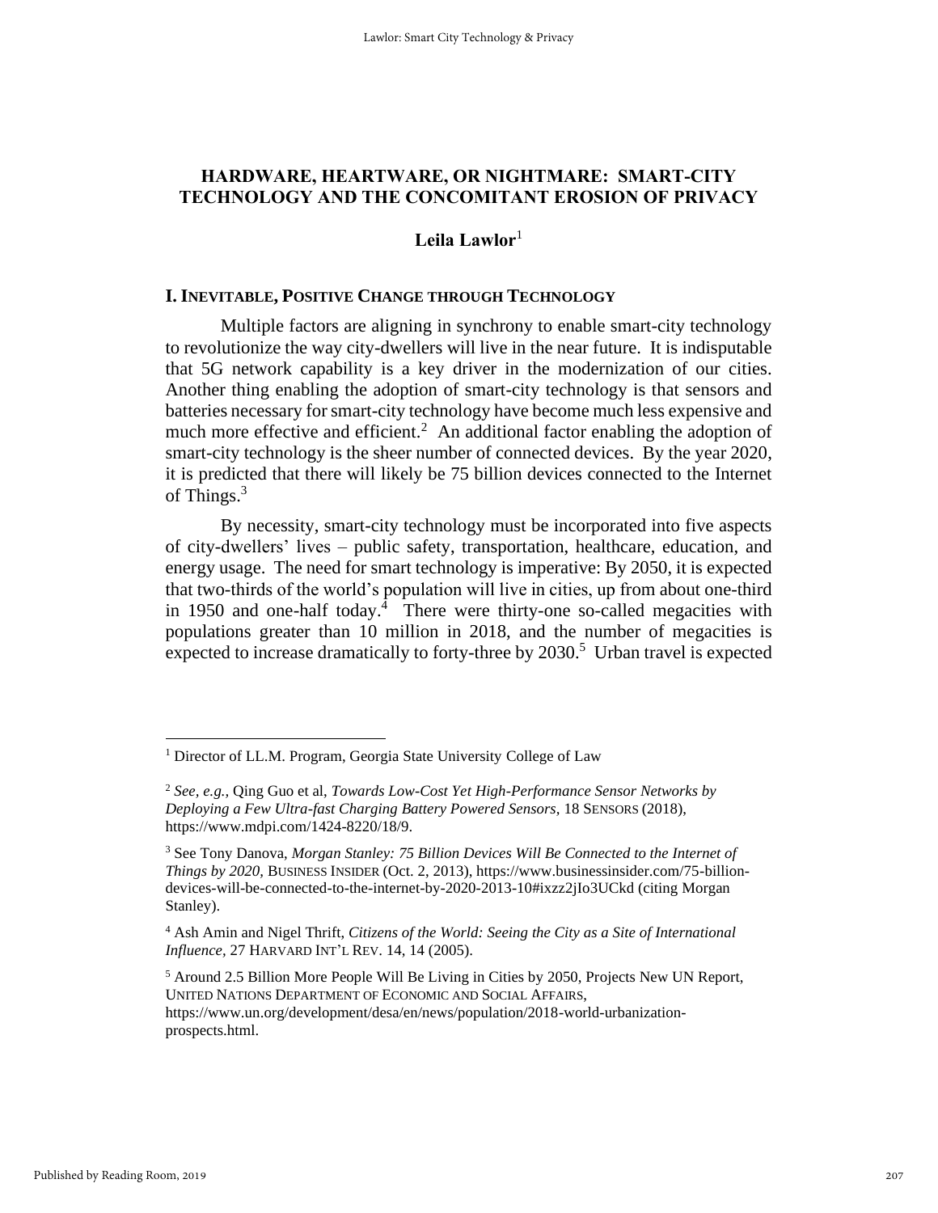# HARDWARE, HEARTWARE, OR NIGHTMARE: SMART-CITY TECHNOLOGY AND THE CONCOMITANT EROSION OF PRIVACY

**Leila Lawlor**[1]

## I. INEVITABLE, POSITIVE CHANGE THROUGH TECHNOLOGY

Multiple factors are aligning in synchrony to enable smart-city technology to revolutionize the way city-dwellers will live in the near future. It is indisputable that 5G network capability is a key driver in the modernization of our cities. Another thing enabling the adoption of smart-city technology is that sensors and batteries necessary for smart-city technology have become much less expensive and much more effective and efficient.[2] An additional factor enabling the adoption of smart-city technology is the sheer number of connected devices. By the year 2020, it is predicted that there will likely be 75 billion devices connected to the Internet of Things.[3]

By necessity, smart-city technology must be incorporated into five aspects of city-dwellers' lives – public safety, transportation, healthcare, education, and energy usage. The need for smart technology is imperative: By 2050, it is expected that two-thirds of the world's population will live in cities, up from about one-third in 1950 and one-half today.[4] There were thirty-one so-called megacities with populations greater than 10 million in 2018, and the number of megacities is expected to increase dramatically to forty-three by 2030.[5] Urban travel is expected

---

[1] Director of LL.M. Program, Georgia State University College of Law

[2] *See, e.g.,* Qing Guo et al, *Towards Low-Cost Yet High-Performance Sensor Networks by Deploying a Few Ultra-fast Charging Battery Powered Sensors*, 18 SENSORS (2018), https://www.mdpi.com/1424-8220/18/9.

[3] See Tony Danova, *Morgan Stanley: 75 Billion Devices Will Be Connected to the Internet of Things by 2020,* BUSINESS INSIDER (Oct. 2, 2013), https://www.businessinsider.com/75-billion-devices-will-be-connected-to-the-internet-by-2020-2013-10#ixzz2jIo3UCkd (citing Morgan Stanley).

[4] Ash Amin and Nigel Thrift, *Citizens of the World: Seeing the City as a Site of International Influence,* 27 HARVARD INT'L REV. 14, 14 (2005).

[5] Around 2.5 Billion More People Will Be Living in Cities by 2050, Projects New UN Report, UNITED NATIONS DEPARTMENT OF ECONOMIC AND SOCIAL AFFAIRS, https://www.un.org/development/desa/en/news/population/2018-world-urbanization-prospects.html.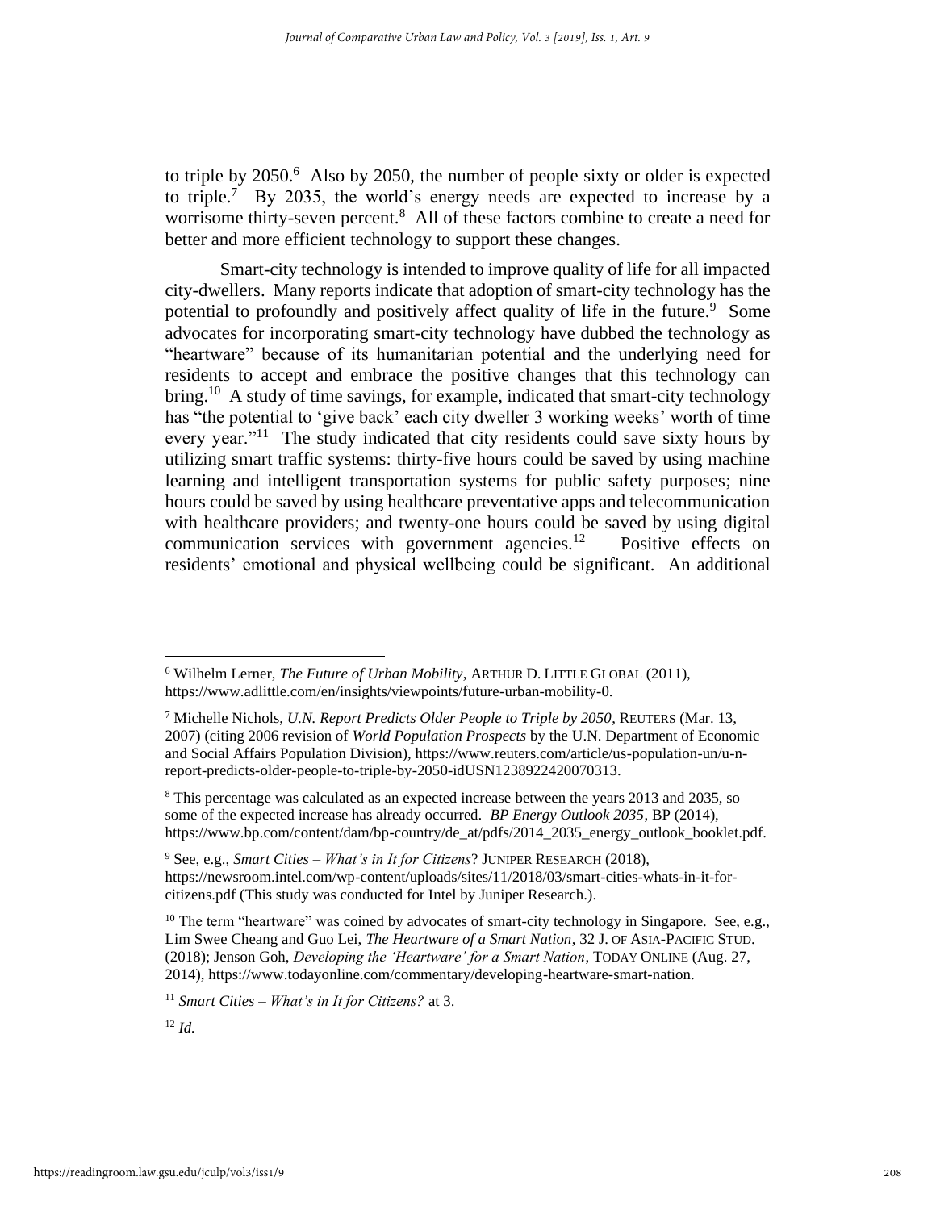to triple by 2050.[6] Also by 2050, the number of people sixty or older is expected to triple.[7] By 2035, the world's energy needs are expected to increase by a worrisome thirty-seven percent.[8] All of these factors combine to create a need for better and more efficient technology to support these changes.

Smart-city technology is intended to improve quality of life for all impacted city-dwellers. Many reports indicate that adoption of smart-city technology has the potential to profoundly and positively affect quality of life in the future.[9] Some advocates for incorporating smart-city technology have dubbed the technology as "heartware" because of its humanitarian potential and the underlying need for residents to accept and embrace the positive changes that this technology can bring.[10] A study of time savings, for example, indicated that smart-city technology has "the potential to 'give back' each city dweller 3 working weeks' worth of time every year."[11] The study indicated that city residents could save sixty hours by utilizing smart traffic systems: thirty-five hours could be saved by using machine learning and intelligent transportation systems for public safety purposes; nine hours could be saved by using healthcare preventative apps and telecommunication with healthcare providers; and twenty-one hours could be saved by using digital communication services with government agencies.[12] Positive effects on residents' emotional and physical wellbeing could be significant. An additional

---

[6] Wilhelm Lerner, *The Future of Urban Mobility*, ARTHUR D. LITTLE GLOBAL (2011), https://www.adlittle.com/en/insights/viewpoints/future-urban-mobility-0.

[7] Michelle Nichols, *U.N. Report Predicts Older People to Triple by 2050*, REUTERS (Mar. 13, 2007) (citing 2006 revision of *World Population Prospects* by the U.N. Department of Economic and Social Affairs Population Division), https://www.reuters.com/article/us-population-un/u-n-report-predicts-older-people-to-triple-by-2050-idUSN1238922420070313.

[8] This percentage was calculated as an expected increase between the years 2013 and 2035, so some of the expected increase has already occurred. *BP Energy Outlook 2035*, BP (2014), https://www.bp.com/content/dam/bp-country/de_at/pdfs/2014_2035_energy_outlook_booklet.pdf.

[9] See, e.g., *Smart Cities – What's in It for Citizens*? JUNIPER RESEARCH (2018), https://newsroom.intel.com/wp-content/uploads/sites/11/2018/03/smart-cities-whats-in-it-for-citizens.pdf (This study was conducted for Intel by Juniper Research.).

[10] The term "heartware" was coined by advocates of smart-city technology in Singapore. See, e.g., Lim Swee Cheang and Guo Lei, *The Heartware of a Smart Nation*, 32 J. OF ASIA-PACIFIC STUD. (2018); Jenson Goh, *Developing the 'Heartware' for a Smart Nation*, TODAY ONLINE (Aug. 27, 2014), https://www.todayonline.com/commentary/developing-heartware-smart-nation.

[11] *Smart Cities – What's in It for Citizens?* at 3.

[12] *Id.*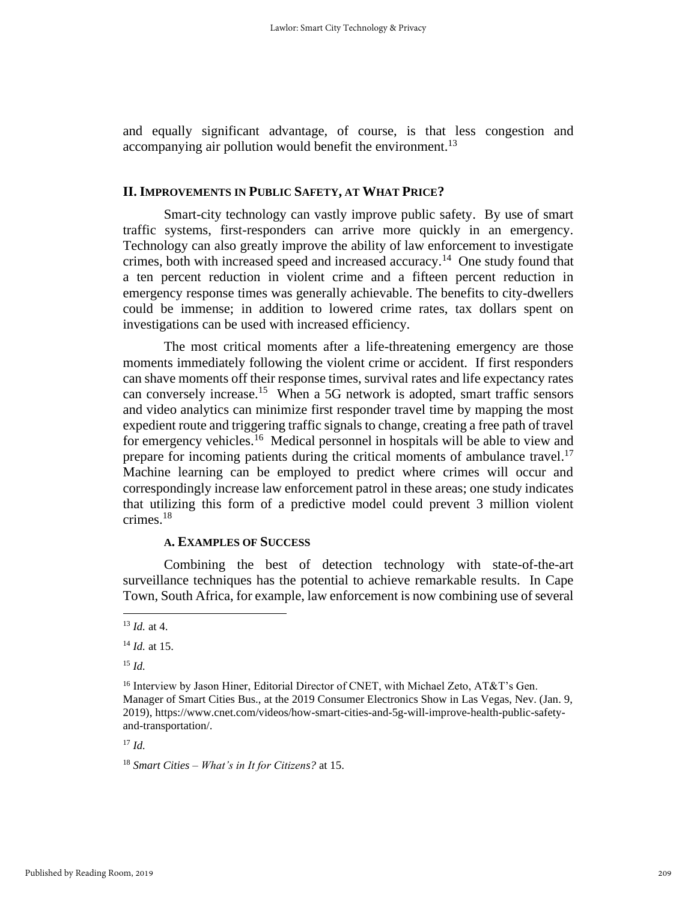and equally significant advantage, of course, is that less congestion and accompanying air pollution would benefit the environment.[13]

## II. Improvements in Public Safety, at What Price?

Smart-city technology can vastly improve public safety. By use of smart traffic systems, first-responders can arrive more quickly in an emergency. Technology can also greatly improve the ability of law enforcement to investigate crimes, both with increased speed and increased accuracy.[14] One study found that a ten percent reduction in violent crime and a fifteen percent reduction in emergency response times was generally achievable. The benefits to city-dwellers could be immense; in addition to lowered crime rates, tax dollars spent on investigations can be used with increased efficiency.

The most critical moments after a life-threatening emergency are those moments immediately following the violent crime or accident. If first responders can shave moments off their response times, survival rates and life expectancy rates can conversely increase.[15] When a 5G network is adopted, smart traffic sensors and video analytics can minimize first responder travel time by mapping the most expedient route and triggering traffic signals to change, creating a free path of travel for emergency vehicles.[16] Medical personnel in hospitals will be able to view and prepare for incoming patients during the critical moments of ambulance travel.[17] Machine learning can be employed to predict where crimes will occur and correspondingly increase law enforcement patrol in these areas; one study indicates that utilizing this form of a predictive model could prevent 3 million violent crimes.[18]

### A. Examples of Success

Combining the best of detection technology with state-of-the-art surveillance techniques has the potential to achieve remarkable results. In Cape Town, South Africa, for example, law enforcement is now combining use of several

---

[13] *Id.* at 4.

[14] *Id.* at 15.

[15] *Id.*

[16] Interview by Jason Hiner, Editorial Director of CNET, with Michael Zeto, AT&T's Gen. Manager of Smart Cities Bus., at the 2019 Consumer Electronics Show in Las Vegas, Nev. (Jan. 9, 2019), https://www.cnet.com/videos/how-smart-cities-and-5g-will-improve-health-public-safety-and-transportation/.

[17] *Id.*

[18] *Smart Cities – What's in It for Citizens?* at 15.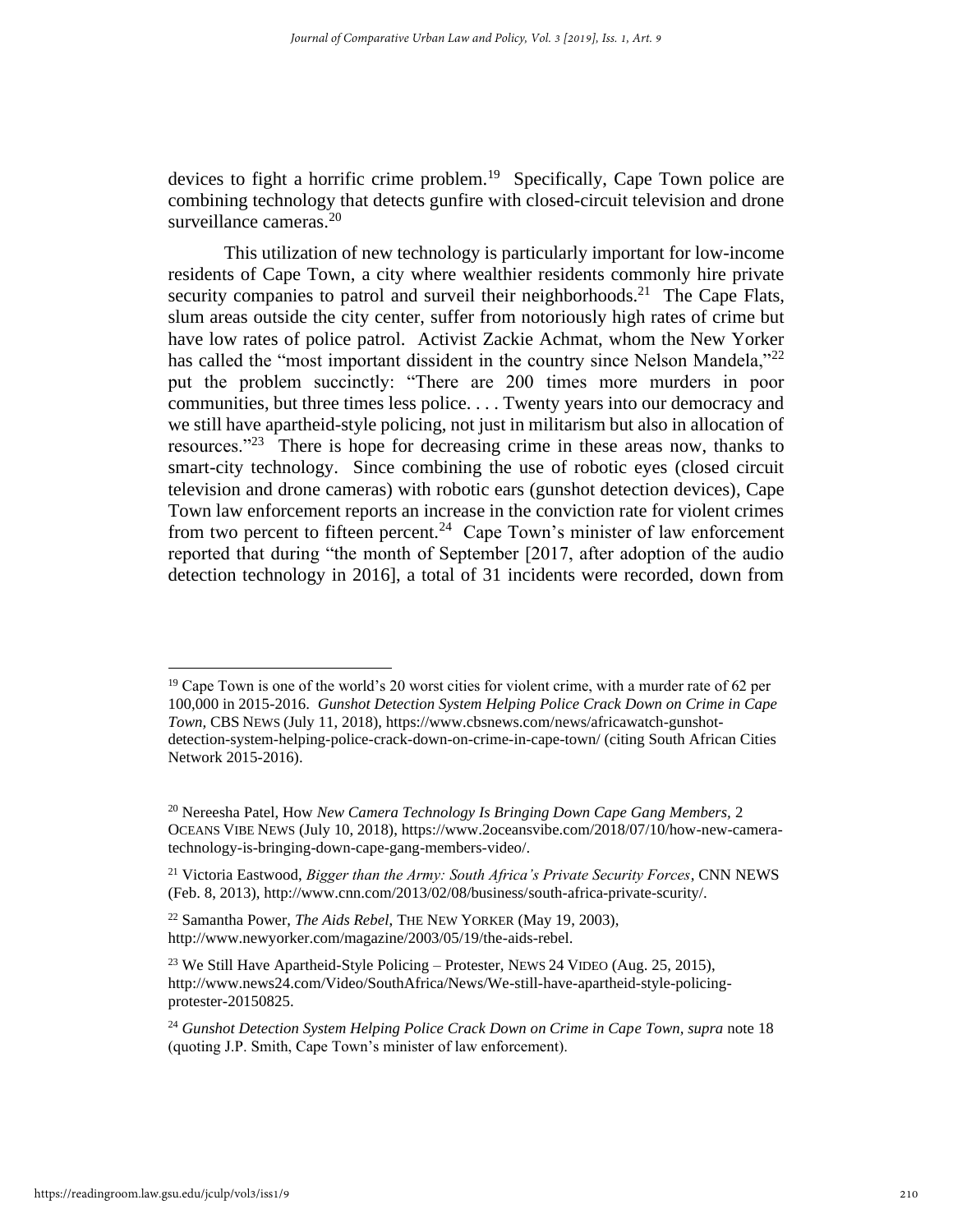devices to fight a horrific crime problem.[19] Specifically, Cape Town police are combining technology that detects gunfire with closed-circuit television and drone surveillance cameras.[20]

This utilization of new technology is particularly important for low-income residents of Cape Town, a city where wealthier residents commonly hire private security companies to patrol and surveil their neighborhoods.[21] The Cape Flats, slum areas outside the city center, suffer from notoriously high rates of crime but have low rates of police patrol. Activist Zackie Achmat, whom the New Yorker has called the "most important dissident in the country since Nelson Mandela,"[22] put the problem succinctly: "There are 200 times more murders in poor communities, but three times less police. . . . Twenty years into our democracy and we still have apartheid-style policing, not just in militarism but also in allocation of resources."[23] There is hope for decreasing crime in these areas now, thanks to smart-city technology. Since combining the use of robotic eyes (closed circuit television and drone cameras) with robotic ears (gunshot detection devices), Cape Town law enforcement reports an increase in the conviction rate for violent crimes from two percent to fifteen percent.[24] Cape Town's minister of law enforcement reported that during "the month of September [2017, after adoption of the audio detection technology in 2016], a total of 31 incidents were recorded, down from

---

[19] Cape Town is one of the world's 20 worst cities for violent crime, with a murder rate of 62 per 100,000 in 2015-2016. *Gunshot Detection System Helping Police Crack Down on Crime in Cape Town*, CBS NEWS (July 11, 2018), https://www.cbsnews.com/news/africawatch-gunshot-detection-system-helping-police-crack-down-on-crime-in-cape-town/ (citing South African Cities Network 2015-2016).

[20] Nereesha Patel, How *New Camera Technology Is Bringing Down Cape Gang Members*, 2 OCEANS VIBE NEWS (July 10, 2018), https://www.2oceansvibe.com/2018/07/10/how-new-camera-technology-is-bringing-down-cape-gang-members-video/.

[21] Victoria Eastwood, *Bigger than the Army: South Africa's Private Security Forces*, CNN NEWS (Feb. 8, 2013), http://www.cnn.com/2013/02/08/business/south-africa-private-scurity/.

[22] Samantha Power, *The Aids Rebel*, THE NEW YORKER (May 19, 2003), http://www.newyorker.com/magazine/2003/05/19/the-aids-rebel.

[23] We Still Have Apartheid-Style Policing – Protester, NEWS 24 VIDEO (Aug. 25, 2015), http://www.news24.com/Video/SouthAfrica/News/We-still-have-apartheid-style-policing-protester-20150825.

[24] *Gunshot Detection System Helping Police Crack Down on Crime in Cape Town, supra* note 18 (quoting J.P. Smith, Cape Town's minister of law enforcement).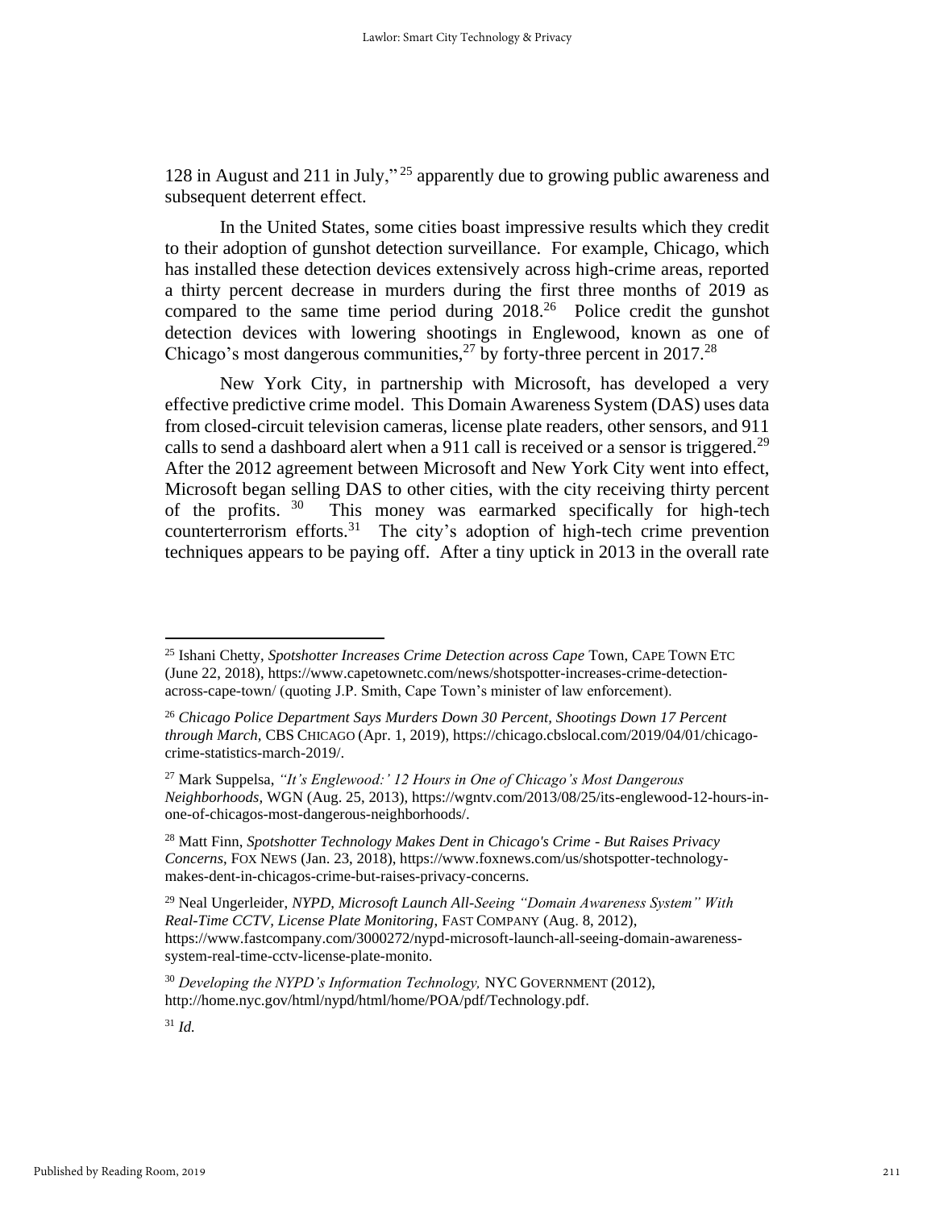128 in August and 211 in July,"[25] apparently due to growing public awareness and subsequent deterrent effect.

In the United States, some cities boast impressive results which they credit to their adoption of gunshot detection surveillance. For example, Chicago, which has installed these detection devices extensively across high-crime areas, reported a thirty percent decrease in murders during the first three months of 2019 as compared to the same time period during 2018.[26] Police credit the gunshot detection devices with lowering shootings in Englewood, known as one of Chicago's most dangerous communities,[27] by forty-three percent in 2017.[28]

New York City, in partnership with Microsoft, has developed a very effective predictive crime model. This Domain Awareness System (DAS) uses data from closed-circuit television cameras, license plate readers, other sensors, and 911 calls to send a dashboard alert when a 911 call is received or a sensor is triggered.[29] After the 2012 agreement between Microsoft and New York City went into effect, Microsoft began selling DAS to other cities, with the city receiving thirty percent of the profits.[30] This money was earmarked specifically for high-tech counterterrorism efforts.[31] The city's adoption of high-tech crime prevention techniques appears to be paying off. After a tiny uptick in 2013 in the overall rate

---

[25] Ishani Chetty, *Spotshotter Increases Crime Detection across Cape* Town, CAPE TOWN ETC (June 22, 2018), https://www.capetownetc.com/news/shotspotter-increases-crime-detection-across-cape-town/ (quoting J.P. Smith, Cape Town's minister of law enforcement).

[26] *Chicago Police Department Says Murders Down 30 Percent, Shootings Down 17 Percent through March*, CBS CHICAGO (Apr. 1, 2019), https://chicago.cbslocal.com/2019/04/01/chicago-crime-statistics-march-2019/.

[27] Mark Suppelsa, *"It's Englewood:' 12 Hours in One of Chicago's Most Dangerous Neighborhoods*, WGN (Aug. 25, 2013), https://wgntv.com/2013/08/25/its-englewood-12-hours-in-one-of-chicagos-most-dangerous-neighborhoods/.

[28] Matt Finn, *Spotshotter Technology Makes Dent in Chicago's Crime - But Raises Privacy Concerns*, FOX NEWS (Jan. 23, 2018), https://www.foxnews.com/us/shotspotter-technology-makes-dent-in-chicagos-crime-but-raises-privacy-concerns.

[29] Neal Ungerleider, *NYPD, Microsoft Launch All-Seeing "Domain Awareness System" With Real-Time CCTV, License Plate Monitoring*, FAST COMPANY (Aug. 8, 2012), https://www.fastcompany.com/3000272/nypd-microsoft-launch-all-seeing-domain-awareness-system-real-time-cctv-license-plate-monito.

[30] *Developing the NYPD's Information Technology,* NYC GOVERNMENT (2012), http://home.nyc.gov/html/nypd/html/home/POA/pdf/Technology.pdf.

[31] *Id.*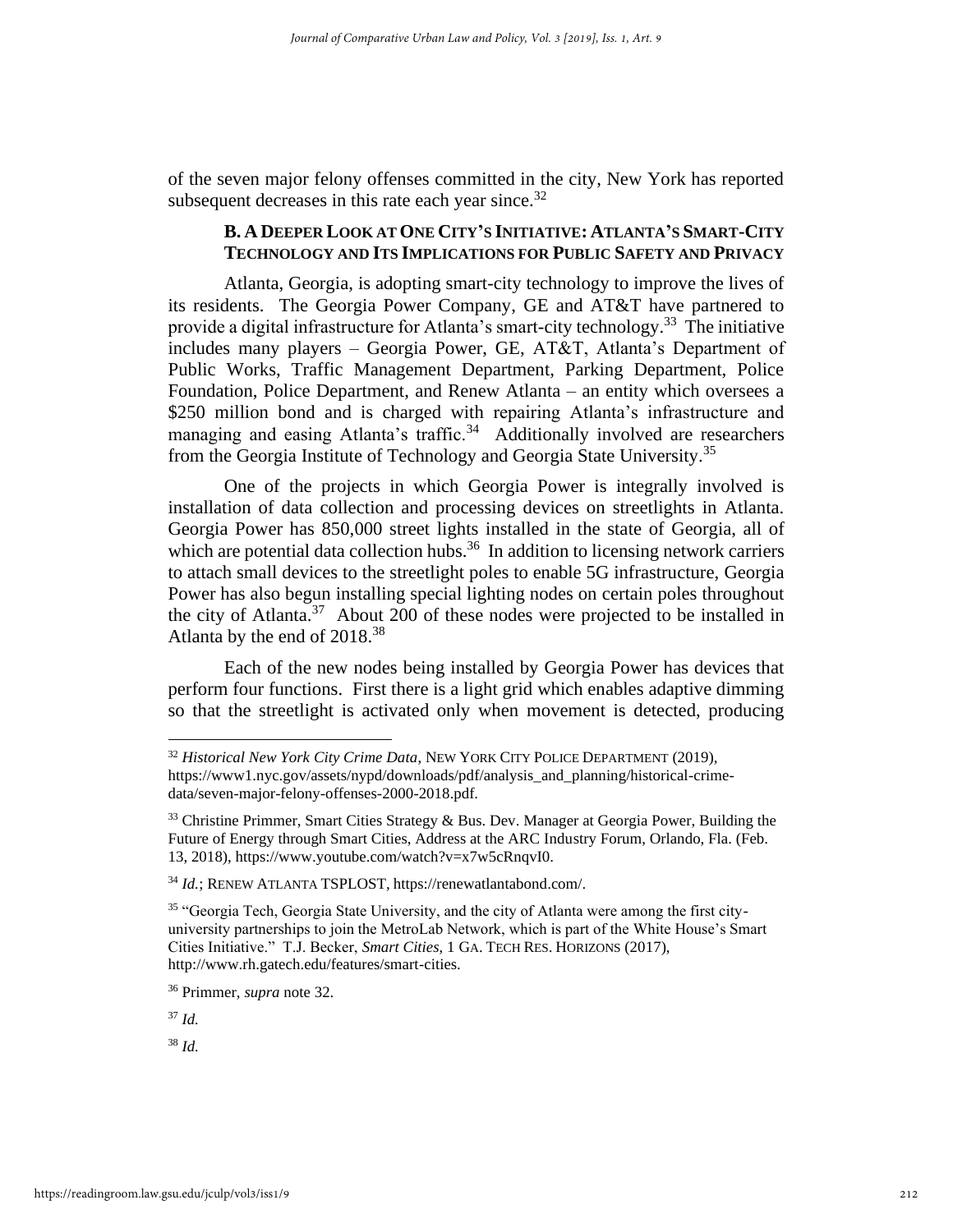of the seven major felony offenses committed in the city, New York has reported subsequent decreases in this rate each year since.[32]

### B. A Deeper Look at One City's Initiative: Atlanta's Smart-City Technology and Its Implications for Public Safety and Privacy

Atlanta, Georgia, is adopting smart-city technology to improve the lives of its residents. The Georgia Power Company, GE and AT&T have partnered to provide a digital infrastructure for Atlanta's smart-city technology.[33] The initiative includes many players – Georgia Power, GE, AT&T, Atlanta's Department of Public Works, Traffic Management Department, Parking Department, Police Foundation, Police Department, and Renew Atlanta – an entity which oversees a $250 million bond and is charged with repairing Atlanta's infrastructure and managing and easing Atlanta's traffic.[34] Additionally involved are researchers from the Georgia Institute of Technology and Georgia State University.[35]

One of the projects in which Georgia Power is integrally involved is installation of data collection and processing devices on streetlights in Atlanta. Georgia Power has 850,000 street lights installed in the state of Georgia, all of which are potential data collection hubs.[36] In addition to licensing network carriers to attach small devices to the streetlight poles to enable 5G infrastructure, Georgia Power has also begun installing special lighting nodes on certain poles throughout the city of Atlanta.[37] About 200 of these nodes were projected to be installed in Atlanta by the end of 2018.[38]

Each of the new nodes being installed by Georgia Power has devices that perform four functions. First there is a light grid which enables adaptive dimming so that the streetlight is activated only when movement is detected, producing

---

[32] *Historical New York City Crime Data*, NEW YORK CITY POLICE DEPARTMENT (2019), https://www1.nyc.gov/assets/nypd/downloads/pdf/analysis_and_planning/historical-crime-data/seven-major-felony-offenses-2000-2018.pdf.

[33] Christine Primmer, Smart Cities Strategy & Bus. Dev. Manager at Georgia Power, Building the Future of Energy through Smart Cities, Address at the ARC Industry Forum, Orlando, Fla. (Feb. 13, 2018), https://www.youtube.com/watch?v=x7w5cRnqvI0.

[34] *Id.*; RENEW ATLANTA TSPLOST, https://renewatlantabond.com/.

[35] "Georgia Tech, Georgia State University, and the city of Atlanta were among the first city-university partnerships to join the MetroLab Network, which is part of the White House's Smart Cities Initiative." T.J. Becker, *Smart Cities*, 1 GA. TECH RES. HORIZONS (2017), http://www.rh.gatech.edu/features/smart-cities.

[36] Primmer, *supra* note 32.

[37] *Id.*

[38] *Id.*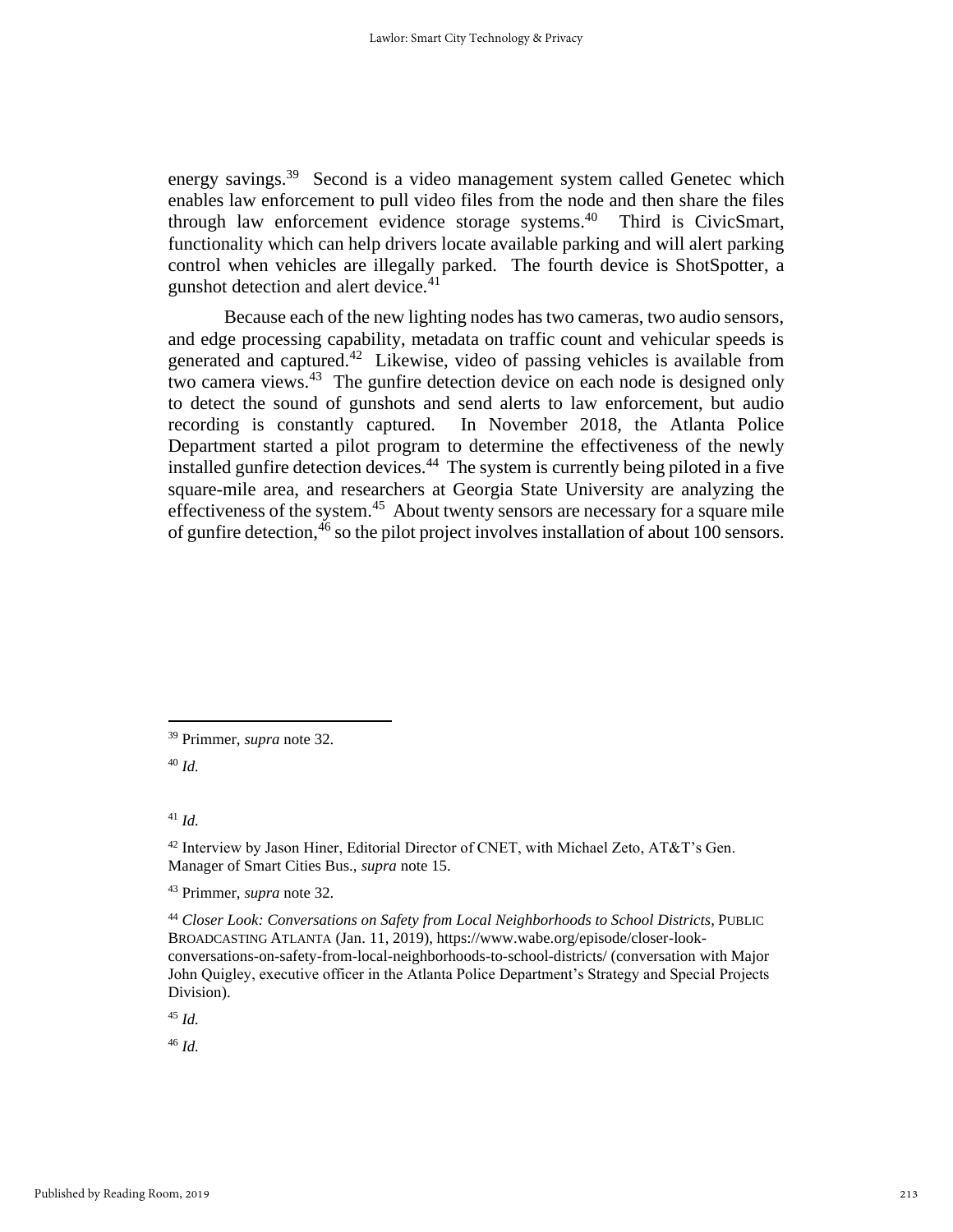energy savings.[39] Second is a video management system called Genetec which enables law enforcement to pull video files from the node and then share the files through law enforcement evidence storage systems.[40] Third is CivicSmart, functionality which can help drivers locate available parking and will alert parking control when vehicles are illegally parked. The fourth device is ShotSpotter, a gunshot detection and alert device.[41]

Because each of the new lighting nodes has two cameras, two audio sensors, and edge processing capability, metadata on traffic count and vehicular speeds is generated and captured.[42] Likewise, video of passing vehicles is available from two camera views.[43] The gunfire detection device on each node is designed only to detect the sound of gunshots and send alerts to law enforcement, but audio recording is constantly captured. In November 2018, the Atlanta Police Department started a pilot program to determine the effectiveness of the newly installed gunfire detection devices.[44] The system is currently being piloted in a five square-mile area, and researchers at Georgia State University are analyzing the effectiveness of the system.[45] About twenty sensors are necessary for a square mile of gunfire detection,[46] so the pilot project involves installation of about 100 sensors.

---

[39] Primmer, *supra* note 32.

[40] *Id.*

[41] *Id.*

[42] Interview by Jason Hiner, Editorial Director of CNET, with Michael Zeto, AT&T's Gen. Manager of Smart Cities Bus., *supra* note 15.

[43] Primmer, *supra* note 32.

[44] *Closer Look: Conversations on Safety from Local Neighborhoods to School Districts,* PUBLIC BROADCASTING ATLANTA (Jan. 11, 2019), https://www.wabe.org/episode/closer-look-conversations-on-safety-from-local-neighborhoods-to-school-districts/ (conversation with Major John Quigley, executive officer in the Atlanta Police Department's Strategy and Special Projects Division).

[45] *Id.*

[46] *Id.*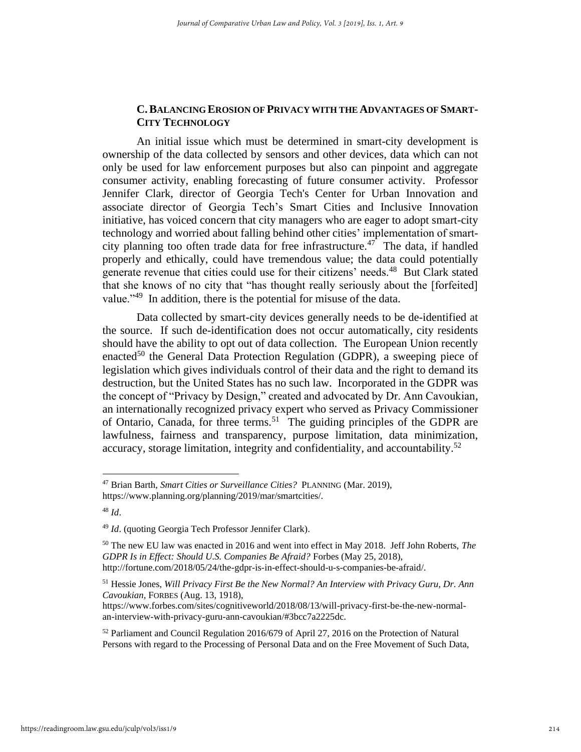### C. BALANCING EROSION OF PRIVACY WITH THE ADVANTAGES OF SMART-CITY TECHNOLOGY

An initial issue which must be determined in smart-city development is ownership of the data collected by sensors and other devices, data which can not only be used for law enforcement purposes but also can pinpoint and aggregate consumer activity, enabling forecasting of future consumer activity. Professor Jennifer Clark, director of Georgia Tech's Center for Urban Innovation and associate director of Georgia Tech's Smart Cities and Inclusive Innovation initiative, has voiced concern that city managers who are eager to adopt smart-city technology and worried about falling behind other cities' implementation of smart-city planning too often trade data for free infrastructure.[47] The data, if handled properly and ethically, could have tremendous value; the data could potentially generate revenue that cities could use for their citizens' needs.[48] But Clark stated that she knows of no city that "has thought really seriously about the [forfeited] value."[49] In addition, there is the potential for misuse of the data.

Data collected by smart-city devices generally needs to be de-identified at the source. If such de-identification does not occur automatically, city residents should have the ability to opt out of data collection. The European Union recently enacted[50] the General Data Protection Regulation (GDPR), a sweeping piece of legislation which gives individuals control of their data and the right to demand its destruction, but the United States has no such law. Incorporated in the GDPR was the concept of "Privacy by Design," created and advocated by Dr. Ann Cavoukian, an internationally recognized privacy expert who served as Privacy Commissioner of Ontario, Canada, for three terms.[51] The guiding principles of the GDPR are lawfulness, fairness and transparency, purpose limitation, data minimization, accuracy, storage limitation, integrity and confidentiality, and accountability.[52]

---

[47] Brian Barth, *Smart Cities or Surveillance Cities?* PLANNING (Mar. 2019), https://www.planning.org/planning/2019/mar/smartcities/.

[48] *Id*.

[49] *Id*. (quoting Georgia Tech Professor Jennifer Clark).

[50] The new EU law was enacted in 2016 and went into effect in May 2018. Jeff John Roberts, *The GDPR Is in Effect: Should U.S. Companies Be Afraid?* Forbes (May 25, 2018), http://fortune.com/2018/05/24/the-gdpr-is-in-effect-should-u-s-companies-be-afraid/.

[51] Hessie Jones, *Will Privacy First Be the New Normal? An Interview with Privacy Guru, Dr. Ann Cavoukian*, FORBES (Aug. 13, 1918), https://www.forbes.com/sites/cognitiveworld/2018/08/13/will-privacy-first-be-the-new-normal-an-interview-with-privacy-guru-ann-cavoukian/#3bcc7a2225dc.

[52] Parliament and Council Regulation 2016/679 of April 27, 2016 on the Protection of Natural Persons with regard to the Processing of Personal Data and on the Free Movement of Such Data,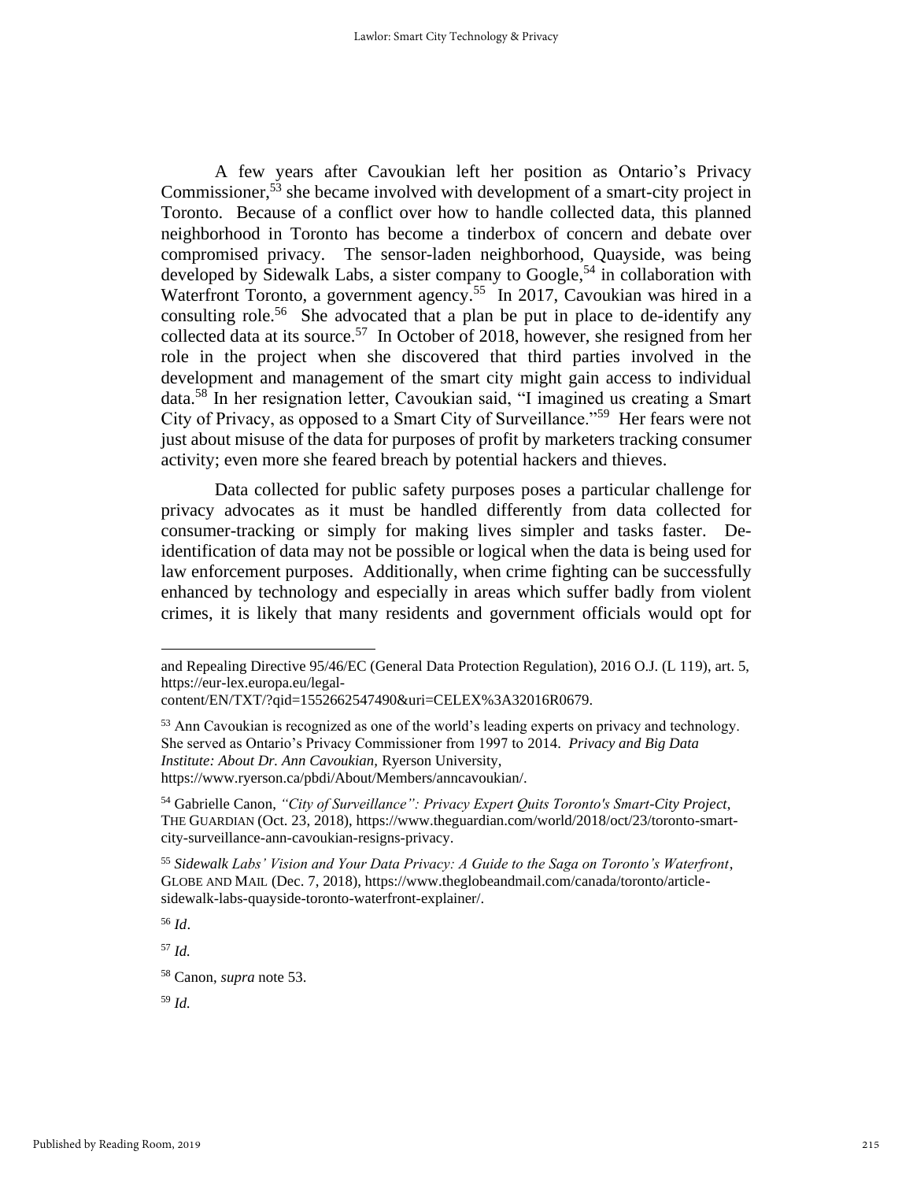A few years after Cavoukian left her position as Ontario's Privacy Commissioner,[53] she became involved with development of a smart-city project in Toronto. Because of a conflict over how to handle collected data, this planned neighborhood in Toronto has become a tinderbox of concern and debate over compromised privacy. The sensor-laden neighborhood, Quayside, was being developed by Sidewalk Labs, a sister company to Google,[54] in collaboration with Waterfront Toronto, a government agency.[55] In 2017, Cavoukian was hired in a consulting role.[56] She advocated that a plan be put in place to de-identify any collected data at its source.[57] In October of 2018, however, she resigned from her role in the project when she discovered that third parties involved in the development and management of the smart city might gain access to individual data.[58] In her resignation letter, Cavoukian said, "I imagined us creating a Smart City of Privacy, as opposed to a Smart City of Surveillance."[59] Her fears were not just about misuse of the data for purposes of profit by marketers tracking consumer activity; even more she feared breach by potential hackers and thieves.

Data collected for public safety purposes poses a particular challenge for privacy advocates as it must be handled differently from data collected for consumer-tracking or simply for making lives simpler and tasks faster. De-identification of data may not be possible or logical when the data is being used for law enforcement purposes. Additionally, when crime fighting can be successfully enhanced by technology and especially in areas which suffer badly from violent crimes, it is likely that many residents and government officials would opt for

---

and Repealing Directive 95/46/EC (General Data Protection Regulation), 2016 O.J. (L 119), art. 5, https://eur-lex.europa.eu/legal-content/EN/TXT/?qid=1552662547490&uri=CELEX%3A32016R0679.

[53] Ann Cavoukian is recognized as one of the world's leading experts on privacy and technology. She served as Ontario's Privacy Commissioner from 1997 to 2014. *Privacy and Big Data Institute: About Dr. Ann Cavoukian,* Ryerson University, https://www.ryerson.ca/pbdi/About/Members/anncavoukian/.

[54] Gabrielle Canon, *"City of Surveillance": Privacy Expert Quits Toronto's Smart-City Project*, THE GUARDIAN (Oct. 23, 2018), https://www.theguardian.com/world/2018/oct/23/toronto-smart-city-surveillance-ann-cavoukian-resigns-privacy.

[55] *Sidewalk Labs' Vision and Your Data Privacy: A Guide to the Saga on Toronto's Waterfront*, GLOBE AND MAIL (Dec. 7, 2018), https://www.theglobeandmail.com/canada/toronto/article-sidewalk-labs-quayside-toronto-waterfront-explainer/.

[56] *Id*.

[57] *Id.*

[58] Canon, *supra* note 53.

[59] *Id.*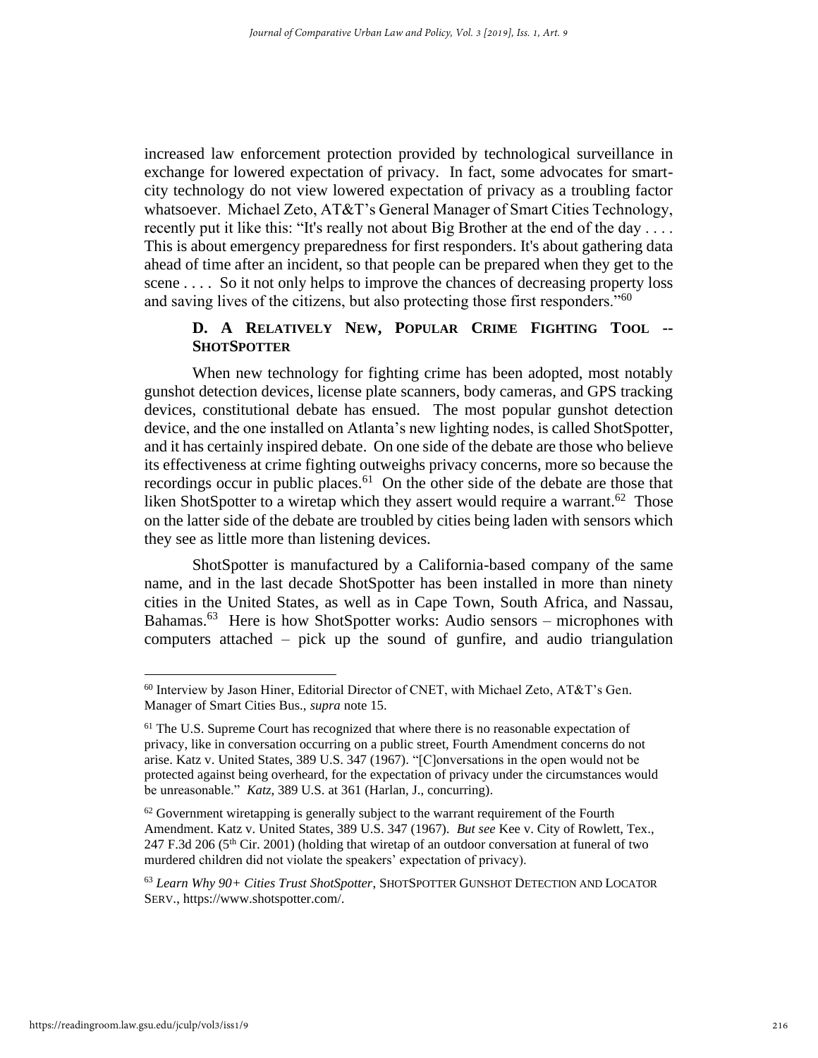increased law enforcement protection provided by technological surveillance in exchange for lowered expectation of privacy. In fact, some advocates for smart-city technology do not view lowered expectation of privacy as a troubling factor whatsoever. Michael Zeto, AT&T's General Manager of Smart Cities Technology, recently put it like this: "It's really not about Big Brother at the end of the day . . . . This is about emergency preparedness for first responders. It's about gathering data ahead of time after an incident, so that people can be prepared when they get to the scene . . . . So it not only helps to improve the chances of decreasing property loss and saving lives of the citizens, but also protecting those first responders."[60]

### D. A Relatively New, Popular Crime Fighting Tool -- ShotSpotter

When new technology for fighting crime has been adopted, most notably gunshot detection devices, license plate scanners, body cameras, and GPS tracking devices, constitutional debate has ensued. The most popular gunshot detection device, and the one installed on Atlanta's new lighting nodes, is called ShotSpotter, and it has certainly inspired debate. On one side of the debate are those who believe its effectiveness at crime fighting outweighs privacy concerns, more so because the recordings occur in public places.[61] On the other side of the debate are those that liken ShotSpotter to a wiretap which they assert would require a warrant.[62] Those on the latter side of the debate are troubled by cities being laden with sensors which they see as little more than listening devices.

ShotSpotter is manufactured by a California-based company of the same name, and in the last decade ShotSpotter has been installed in more than ninety cities in the United States, as well as in Cape Town, South Africa, and Nassau, Bahamas.[63] Here is how ShotSpotter works: Audio sensors – microphones with computers attached – pick up the sound of gunfire, and audio triangulation

---

[60] Interview by Jason Hiner, Editorial Director of CNET, with Michael Zeto, AT&T's Gen. Manager of Smart Cities Bus., *supra* note 15.

[61] The U.S. Supreme Court has recognized that where there is no reasonable expectation of privacy, like in conversation occurring on a public street, Fourth Amendment concerns do not arise. Katz v. United States, 389 U.S. 347 (1967). "[C]onversations in the open would not be protected against being overheard, for the expectation of privacy under the circumstances would be unreasonable." *Katz*, 389 U.S. at 361 (Harlan, J., concurring).

[62] Government wiretapping is generally subject to the warrant requirement of the Fourth Amendment. Katz v. United States, 389 U.S. 347 (1967). *But see* Kee v. City of Rowlett, Tex., 247 F.3d 206 (5th Cir. 2001) (holding that wiretap of an outdoor conversation at funeral of two murdered children did not violate the speakers' expectation of privacy).

[63] *Learn Why 90+ Cities Trust ShotSpotter*, SHOTSPOTTER GUNSHOT DETECTION AND LOCATOR SERV., https://www.shotspotter.com/.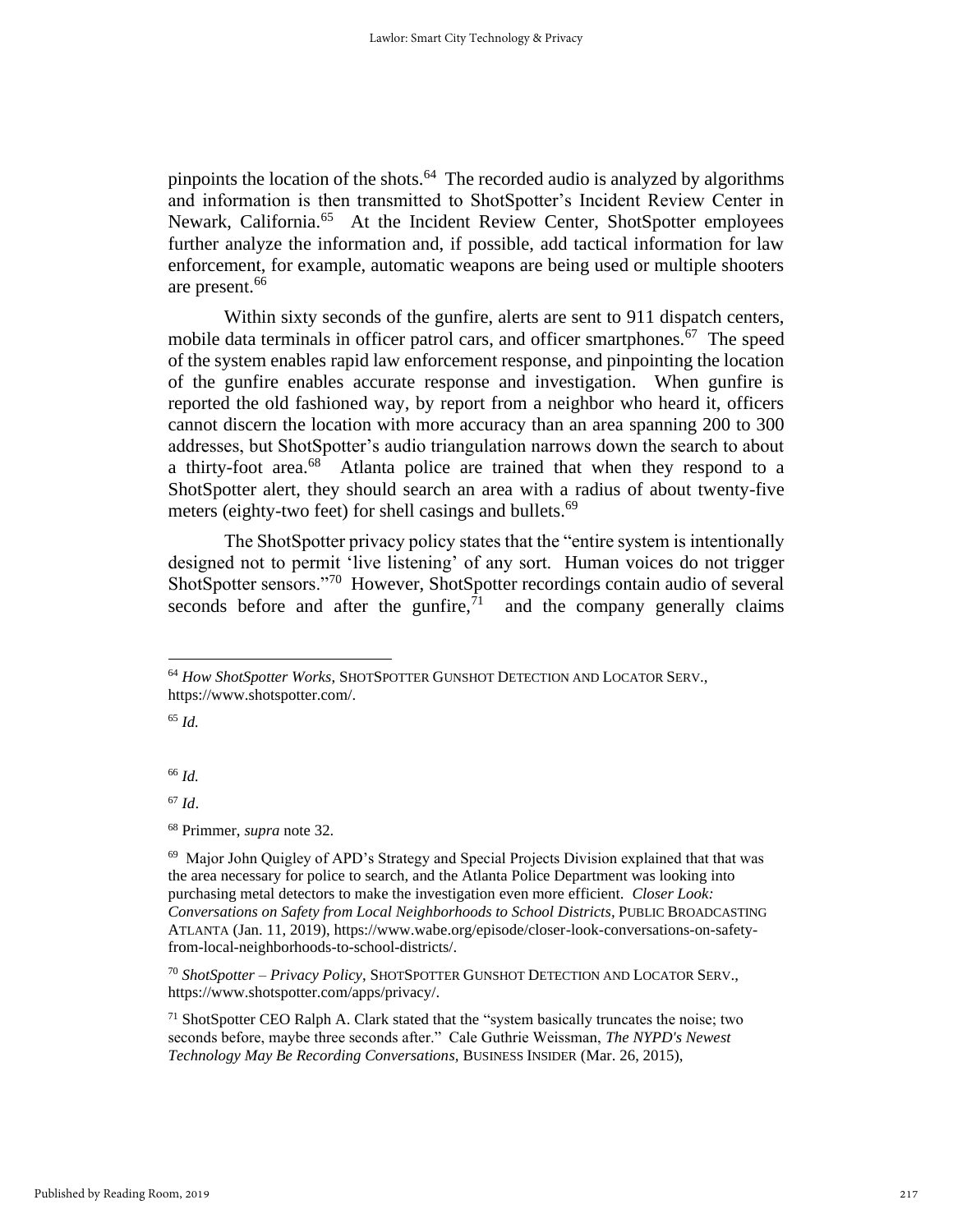pinpoints the location of the shots.[64] The recorded audio is analyzed by algorithms and information is then transmitted to ShotSpotter's Incident Review Center in Newark, California.[65] At the Incident Review Center, ShotSpotter employees further analyze the information and, if possible, add tactical information for law enforcement, for example, automatic weapons are being used or multiple shooters are present.[66]

Within sixty seconds of the gunfire, alerts are sent to 911 dispatch centers, mobile data terminals in officer patrol cars, and officer smartphones.[67] The speed of the system enables rapid law enforcement response, and pinpointing the location of the gunfire enables accurate response and investigation. When gunfire is reported the old fashioned way, by report from a neighbor who heard it, officers cannot discern the location with more accuracy than an area spanning 200 to 300 addresses, but ShotSpotter's audio triangulation narrows down the search to about a thirty-foot area.[68] Atlanta police are trained that when they respond to a ShotSpotter alert, they should search an area with a radius of about twenty-five meters (eighty-two feet) for shell casings and bullets.[69]

The ShotSpotter privacy policy states that the "entire system is intentionally designed not to permit 'live listening' of any sort. Human voices do not trigger ShotSpotter sensors."[70] However, ShotSpotter recordings contain audio of several seconds before and after the gunfire,[71] and the company generally claims

---

[64] *How ShotSpotter Works*, SHOTSPOTTER GUNSHOT DETECTION AND LOCATOR SERV., https://www.shotspotter.com/.

[65] *Id.*

[66] *Id.*

[67] *Id*.

[68] Primmer, *supra* note 32.

[69] Major John Quigley of APD's Strategy and Special Projects Division explained that that was the area necessary for police to search, and the Atlanta Police Department was looking into purchasing metal detectors to make the investigation even more efficient. *Closer Look: Conversations on Safety from Local Neighborhoods to School Districts*, PUBLIC BROADCASTING ATLANTA (Jan. 11, 2019), https://www.wabe.org/episode/closer-look-conversations-on-safety-from-local-neighborhoods-to-school-districts/.

[70] *ShotSpotter – Privacy Policy*, SHOTSPOTTER GUNSHOT DETECTION AND LOCATOR SERV., https://www.shotspotter.com/apps/privacy/.

[71] ShotSpotter CEO Ralph A. Clark stated that the "system basically truncates the noise; two seconds before, maybe three seconds after." Cale Guthrie Weissman, *The NYPD's Newest Technology May Be Recording Conversations*, BUSINESS INSIDER (Mar. 26, 2015),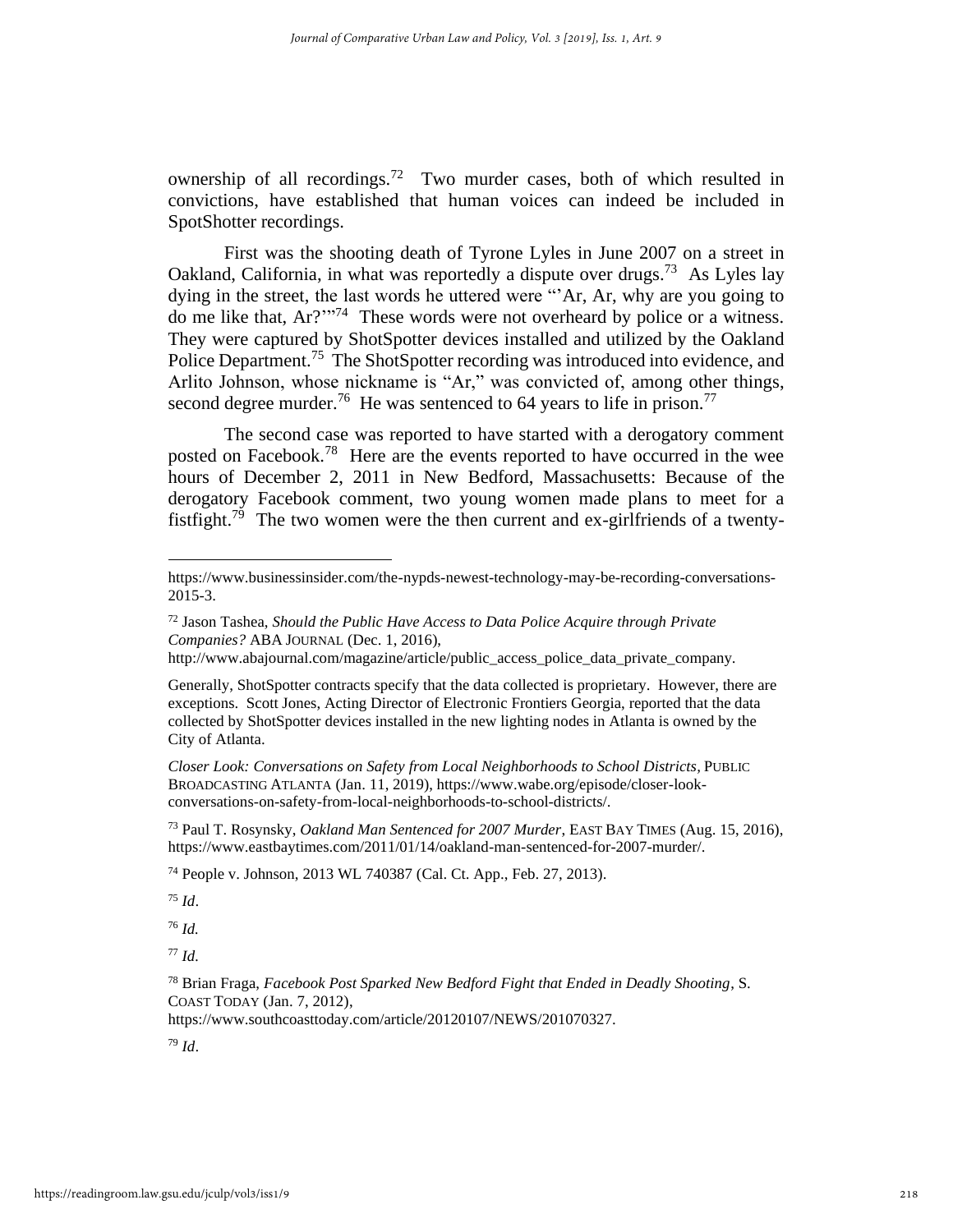ownership of all recordings.[72] Two murder cases, both of which resulted in convictions, have established that human voices can indeed be included in SpotShotter recordings.

First was the shooting death of Tyrone Lyles in June 2007 on a street in Oakland, California, in what was reportedly a dispute over drugs.[73] As Lyles lay dying in the street, the last words he uttered were "'Ar, Ar, why are you going to do me like that, Ar?'"[74] These words were not overheard by police or a witness. They were captured by ShotSpotter devices installed and utilized by the Oakland Police Department.[75] The ShotSpotter recording was introduced into evidence, and Arlito Johnson, whose nickname is "Ar," was convicted of, among other things, second degree murder.[76] He was sentenced to 64 years to life in prison.[77]

The second case was reported to have started with a derogatory comment posted on Facebook.[78] Here are the events reported to have occurred in the wee hours of December 2, 2011 in New Bedford, Massachusetts: Because of the derogatory Facebook comment, two young women made plans to meet for a fistfight.[79] The two women were the then current and ex-girlfriends of a twenty-

---

https://www.businessinsider.com/the-nypds-newest-technology-may-be-recording-conversations-2015-3.

[72] Jason Tashea, *Should the Public Have Access to Data Police Acquire through Private Companies?* ABA JOURNAL (Dec. 1, 2016), http://www.abajournal.com/magazine/article/public_access_police_data_private_company.

Generally, ShotSpotter contracts specify that the data collected is proprietary. However, there are exceptions. Scott Jones, Acting Director of Electronic Frontiers Georgia, reported that the data collected by ShotSpotter devices installed in the new lighting nodes in Atlanta is owned by the City of Atlanta.

*Closer Look: Conversations on Safety from Local Neighborhoods to School Districts*, PUBLIC BROADCASTING ATLANTA (Jan. 11, 2019), https://www.wabe.org/episode/closer-look-conversations-on-safety-from-local-neighborhoods-to-school-districts/.

[73] Paul T. Rosynsky, *Oakland Man Sentenced for 2007 Murder*, EAST BAY TIMES (Aug. 15, 2016), https://www.eastbaytimes.com/2011/01/14/oakland-man-sentenced-for-2007-murder/.

[74] People v. Johnson, 2013 WL 740387 (Cal. Ct. App., Feb. 27, 2013).

[75] *Id*.

[76] *Id.*

[77] *Id*.

[78] Brian Fraga, *Facebook Post Sparked New Bedford Fight that Ended in Deadly Shooting*, S. COAST TODAY (Jan. 7, 2012), https://www.southcoasttoday.com/article/20120107/NEWS/201070327.

[79] *Id*.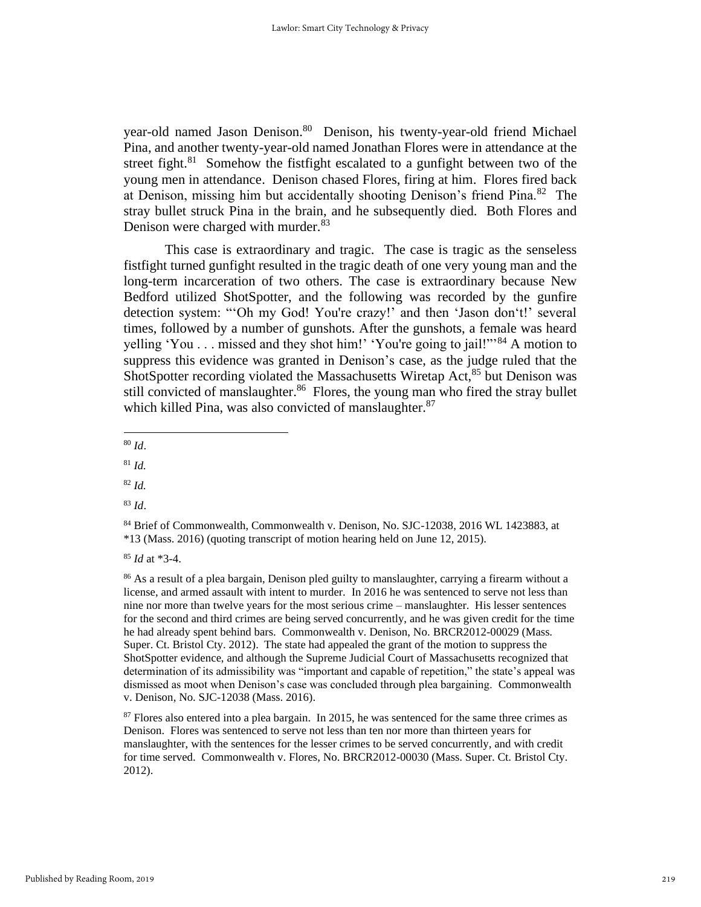year-old named Jason Denison.[80] Denison, his twenty-year-old friend Michael Pina, and another twenty-year-old named Jonathan Flores were in attendance at the street fight.[81] Somehow the fistfight escalated to a gunfight between two of the young men in attendance. Denison chased Flores, firing at him. Flores fired back at Denison, missing him but accidentally shooting Denison's friend Pina.[82] The stray bullet struck Pina in the brain, and he subsequently died. Both Flores and Denison were charged with murder.[83]

This case is extraordinary and tragic. The case is tragic as the senseless fistfight turned gunfight resulted in the tragic death of one very young man and the long-term incarceration of two others. The case is extraordinary because New Bedford utilized ShotSpotter, and the following was recorded by the gunfire detection system: "'Oh my God! You're crazy!' and then 'Jason don't!' several times, followed by a number of gunshots. After the gunshots, a female was heard yelling 'You . . . missed and they shot him!' 'You're going to jail!'"[84] A motion to suppress this evidence was granted in Denison's case, as the judge ruled that the ShotSpotter recording violated the Massachusetts Wiretap Act,[85] but Denison was still convicted of manslaughter.[86] Flores, the young man who fired the stray bullet which killed Pina, was also convicted of manslaughter.[87]

---

[80] *Id*.

[81] *Id.*

[82] *Id.*

[83] *Id*.

[84] Brief of Commonwealth, Commonwealth v. Denison, No. SJC-12038, 2016 WL 1423883, at *13 (Mass. 2016) (quoting transcript of motion hearing held on June 12, 2015).

[85] *Id* at *3-4.

[86] As a result of a plea bargain, Denison pled guilty to manslaughter, carrying a firearm without a license, and armed assault with intent to murder. In 2016 he was sentenced to serve not less than nine nor more than twelve years for the most serious crime – manslaughter. His lesser sentences for the second and third crimes are being served concurrently, and he was given credit for the time he had already spent behind bars. Commonwealth v. Denison, No. BRCR2012-00029 (Mass. Super. Ct. Bristol Cty. 2012). The state had appealed the grant of the motion to suppress the ShotSpotter evidence, and although the Supreme Judicial Court of Massachusetts recognized that determination of its admissibility was "important and capable of repetition," the state's appeal was dismissed as moot when Denison's case was concluded through plea bargaining. Commonwealth v. Denison, No. SJC-12038 (Mass. 2016).

[87] Flores also entered into a plea bargain. In 2015, he was sentenced for the same three crimes as Denison. Flores was sentenced to serve not less than ten nor more than thirteen years for manslaughter, with the sentences for the lesser crimes to be served concurrently, and with credit for time served. Commonwealth v. Flores, No. BRCR2012-00030 (Mass. Super. Ct. Bristol Cty. 2012).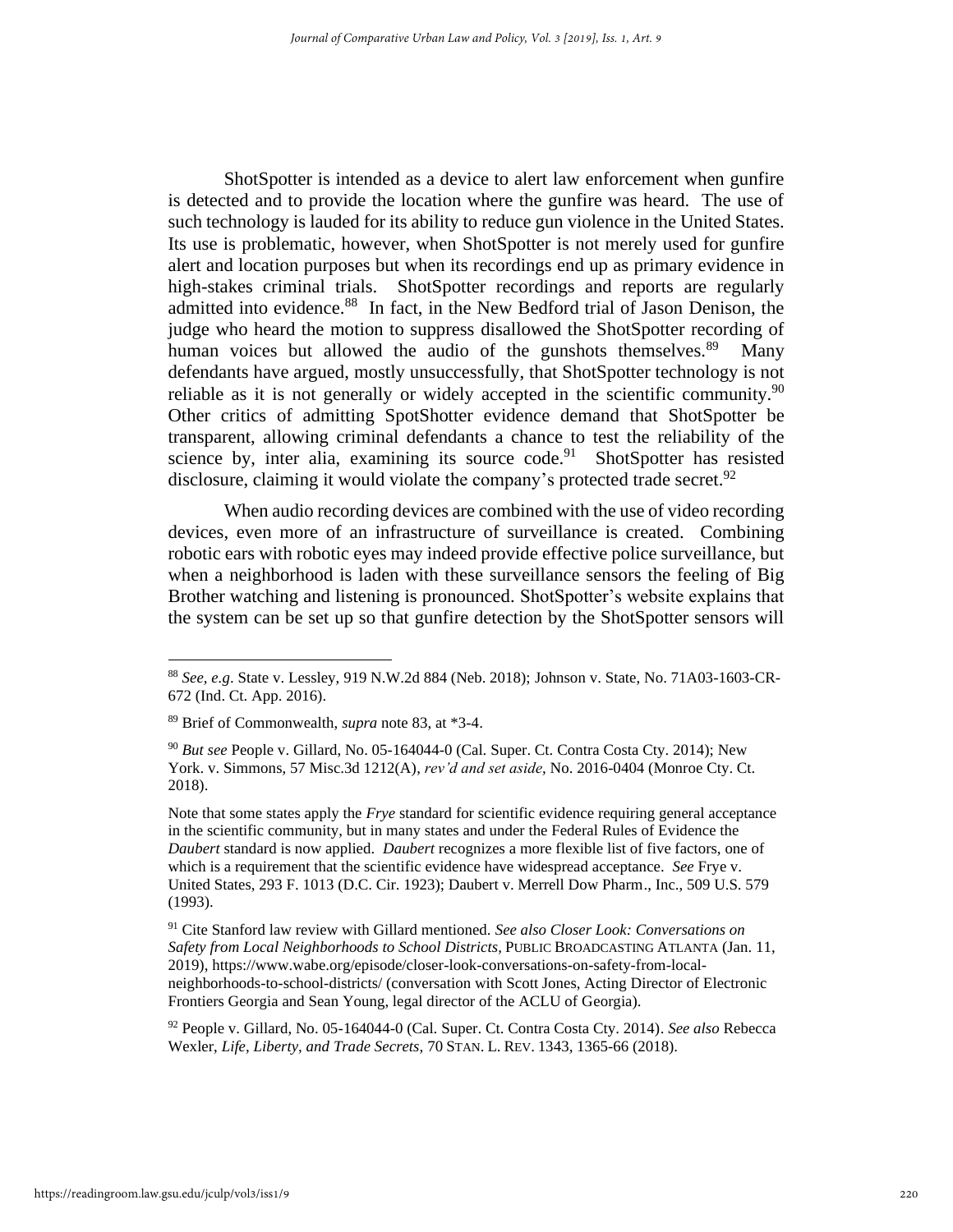ShotSpotter is intended as a device to alert law enforcement when gunfire is detected and to provide the location where the gunfire was heard. The use of such technology is lauded for its ability to reduce gun violence in the United States. Its use is problematic, however, when ShotSpotter is not merely used for gunfire alert and location purposes but when its recordings end up as primary evidence in high-stakes criminal trials. ShotSpotter recordings and reports are regularly admitted into evidence.[88] In fact, in the New Bedford trial of Jason Denison, the judge who heard the motion to suppress disallowed the ShotSpotter recording of human voices but allowed the audio of the gunshots themselves.[89] Many defendants have argued, mostly unsuccessfully, that ShotSpotter technology is not reliable as it is not generally or widely accepted in the scientific community.[90] Other critics of admitting SpotShotter evidence demand that ShotSpotter be transparent, allowing criminal defendants a chance to test the reliability of the science by, inter alia, examining its source code.[91] ShotSpotter has resisted disclosure, claiming it would violate the company's protected trade secret.[92]

When audio recording devices are combined with the use of video recording devices, even more of an infrastructure of surveillance is created. Combining robotic ears with robotic eyes may indeed provide effective police surveillance, but when a neighborhood is laden with these surveillance sensors the feeling of Big Brother watching and listening is pronounced. ShotSpotter's website explains that the system can be set up so that gunfire detection by the ShotSpotter sensors will

---

[88] *See, e.g*. State v. Lessley, 919 N.W.2d 884 (Neb. 2018); Johnson v. State, No. 71A03-1603-CR-672 (Ind. Ct. App. 2016).

[89] Brief of Commonwealth, *supra* note 83, at *3-4.

[90] *But see* People v. Gillard, No. 05-164044-0 (Cal. Super. Ct. Contra Costa Cty. 2014); New York. v. Simmons, 57 Misc.3d 1212(A), *rev'd and set aside*, No. 2016-0404 (Monroe Cty. Ct. 2018).

Note that some states apply the *Frye* standard for scientific evidence requiring general acceptance in the scientific community, but in many states and under the Federal Rules of Evidence the *Daubert* standard is now applied. *Daubert* recognizes a more flexible list of five factors, one of which is a requirement that the scientific evidence have widespread acceptance. *See* Frye v. United States, 293 F. 1013 (D.C. Cir. 1923); Daubert v. Merrell Dow Pharm., Inc., 509 U.S. 579 (1993).

[91] Cite Stanford law review with Gillard mentioned. *See also Closer Look: Conversations on Safety from Local Neighborhoods to School Districts*, PUBLIC BROADCASTING ATLANTA (Jan. 11, 2019), https://www.wabe.org/episode/closer-look-conversations-on-safety-from-local-neighborhoods-to-school-districts/ (conversation with Scott Jones, Acting Director of Electronic Frontiers Georgia and Sean Young, legal director of the ACLU of Georgia).

[92] People v. Gillard, No. 05-164044-0 (Cal. Super. Ct. Contra Costa Cty. 2014). *See also* Rebecca Wexler, *Life, Liberty, and Trade Secrets,* 70 STAN. L. REV. 1343, 1365-66 (2018).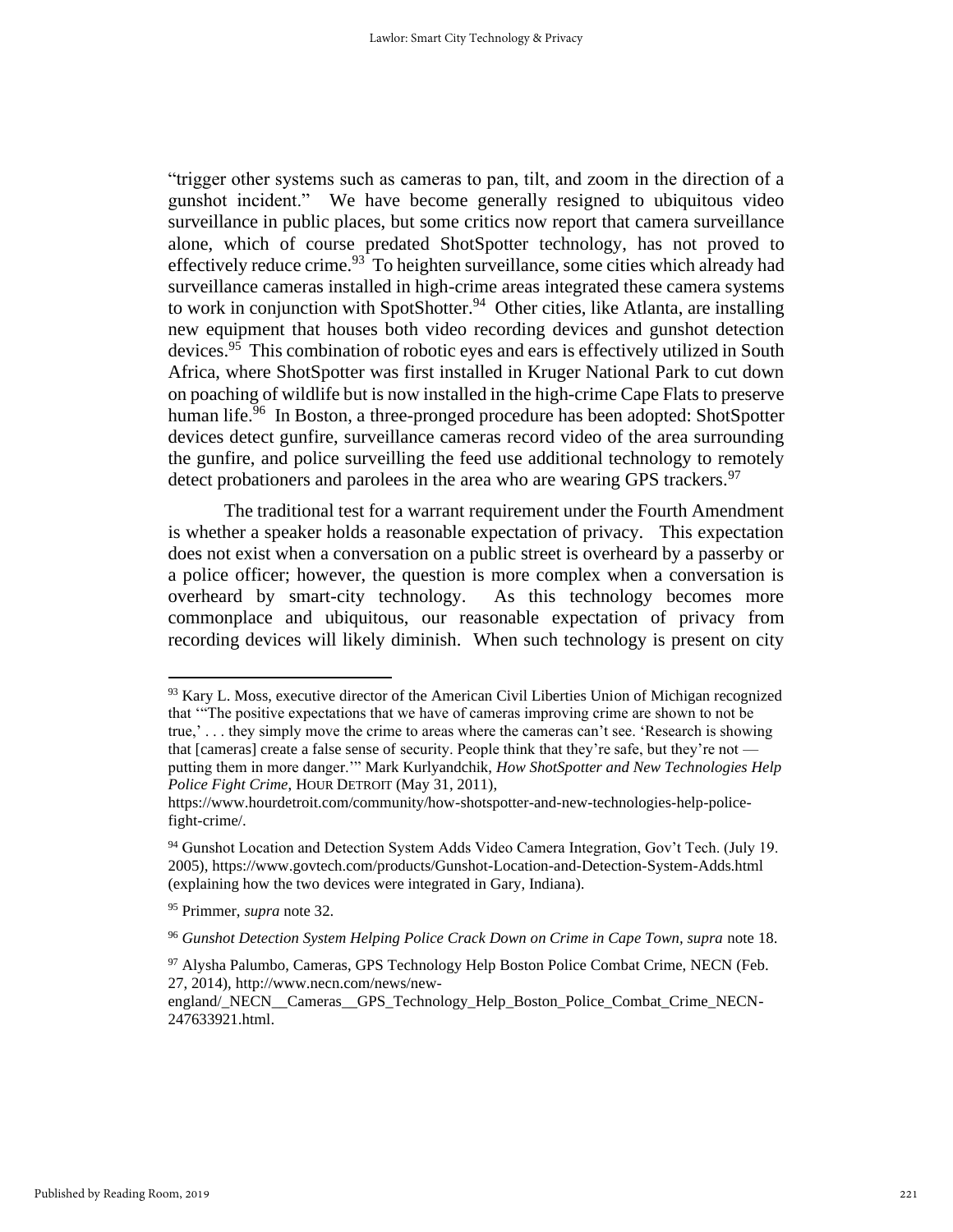"trigger other systems such as cameras to pan, tilt, and zoom in the direction of a gunshot incident." We have become generally resigned to ubiquitous video surveillance in public places, but some critics now report that camera surveillance alone, which of course predated ShotSpotter technology, has not proved to effectively reduce crime.[93] To heighten surveillance, some cities which already had surveillance cameras installed in high-crime areas integrated these camera systems to work in conjunction with SpotShotter.[94] Other cities, like Atlanta, are installing new equipment that houses both video recording devices and gunshot detection devices.[95] This combination of robotic eyes and ears is effectively utilized in South Africa, where ShotSpotter was first installed in Kruger National Park to cut down on poaching of wildlife but is now installed in the high-crime Cape Flats to preserve human life.[96] In Boston, a three-pronged procedure has been adopted: ShotSpotter devices detect gunfire, surveillance cameras record video of the area surrounding the gunfire, and police surveilling the feed use additional technology to remotely detect probationers and parolees in the area who are wearing GPS trackers.[97]

The traditional test for a warrant requirement under the Fourth Amendment is whether a speaker holds a reasonable expectation of privacy. This expectation does not exist when a conversation on a public street is overheard by a passerby or a police officer; however, the question is more complex when a conversation is overheard by smart-city technology. As this technology becomes more commonplace and ubiquitous, our reasonable expectation of privacy from recording devices will likely diminish. When such technology is present on city

---

[93] Kary L. Moss, executive director of the American Civil Liberties Union of Michigan recognized that '"The positive expectations that we have of cameras improving crime are shown to not be true,' . . . they simply move the crime to areas where the cameras can't see. 'Research is showing that [cameras] create a false sense of security. People think that they're safe, but they're not — putting them in more danger.'" Mark Kurlyandchik, *How ShotSpotter and New Technologies Help Police Fight Crime*, HOUR DETROIT (May 31, 2011), https://www.hourdetroit.com/community/how-shotspotter-and-new-technologies-help-police-fight-crime/.

[94] Gunshot Location and Detection System Adds Video Camera Integration, Gov't Tech. (July 19. 2005), https://www.govtech.com/products/Gunshot-Location-and-Detection-System-Adds.html (explaining how the two devices were integrated in Gary, Indiana).

[95] Primmer, *supra* note 32.

[96] *Gunshot Detection System Helping Police Crack Down on Crime in Cape Town*, *supra* note 18.

[97] Alysha Palumbo, Cameras, GPS Technology Help Boston Police Combat Crime, NECN (Feb. 27, 2014), http://www.necn.com/news/new-england/_NECN__Cameras__GPS_Technology_Help_Boston_Police_Combat_Crime_NECN-247633921.html.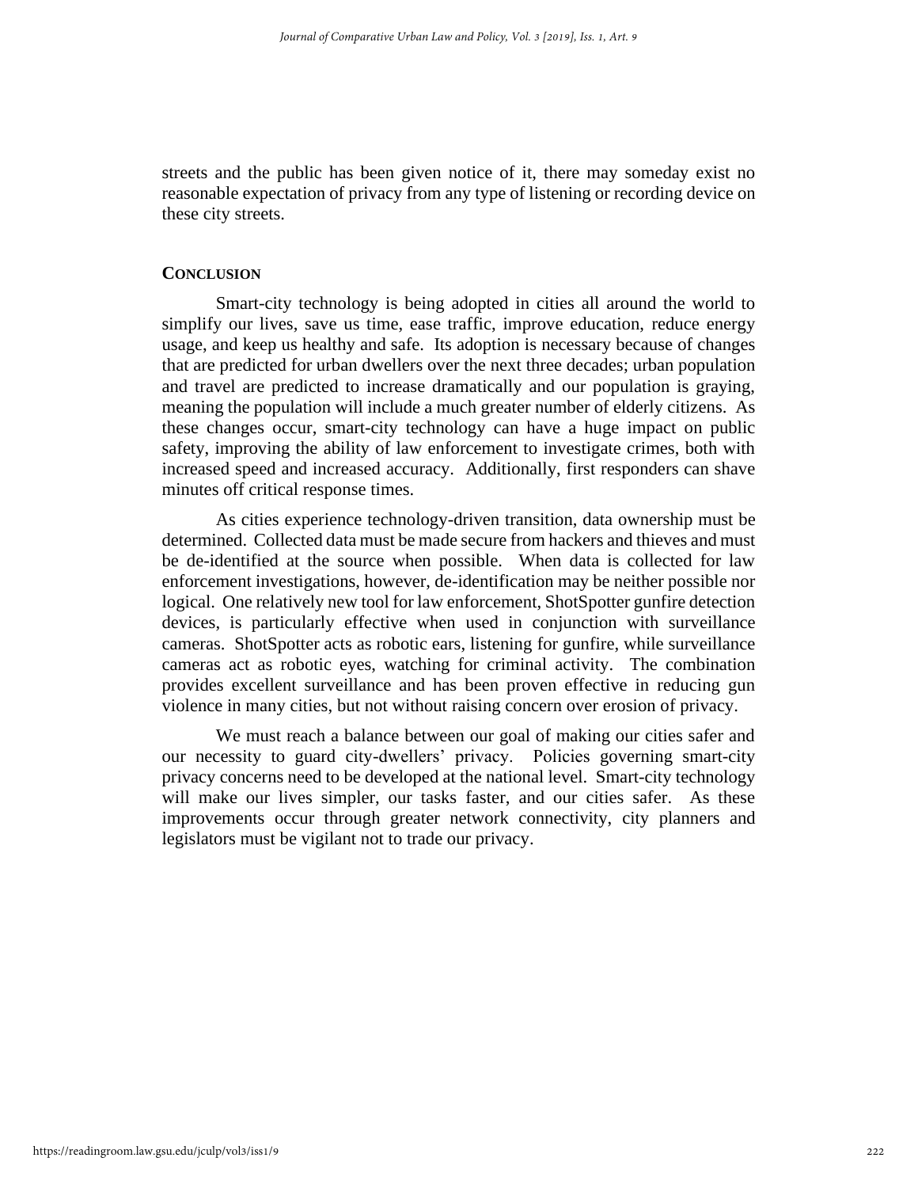streets and the public has been given notice of it, there may someday exist no reasonable expectation of privacy from any type of listening or recording device on these city streets.

## CONCLUSION

Smart-city technology is being adopted in cities all around the world to simplify our lives, save us time, ease traffic, improve education, reduce energy usage, and keep us healthy and safe. Its adoption is necessary because of changes that are predicted for urban dwellers over the next three decades; urban population and travel are predicted to increase dramatically and our population is graying, meaning the population will include a much greater number of elderly citizens. As these changes occur, smart-city technology can have a huge impact on public safety, improving the ability of law enforcement to investigate crimes, both with increased speed and increased accuracy. Additionally, first responders can shave minutes off critical response times.

As cities experience technology-driven transition, data ownership must be determined. Collected data must be made secure from hackers and thieves and must be de-identified at the source when possible. When data is collected for law enforcement investigations, however, de-identification may be neither possible nor logical. One relatively new tool for law enforcement, ShotSpotter gunfire detection devices, is particularly effective when used in conjunction with surveillance cameras. ShotSpotter acts as robotic ears, listening for gunfire, while surveillance cameras act as robotic eyes, watching for criminal activity. The combination provides excellent surveillance and has been proven effective in reducing gun violence in many cities, but not without raising concern over erosion of privacy.

We must reach a balance between our goal of making our cities safer and our necessity to guard city-dwellers' privacy. Policies governing smart-city privacy concerns need to be developed at the national level. Smart-city technology will make our lives simpler, our tasks faster, and our cities safer. As these improvements occur through greater network connectivity, city planners and legislators must be vigilant not to trade our privacy.